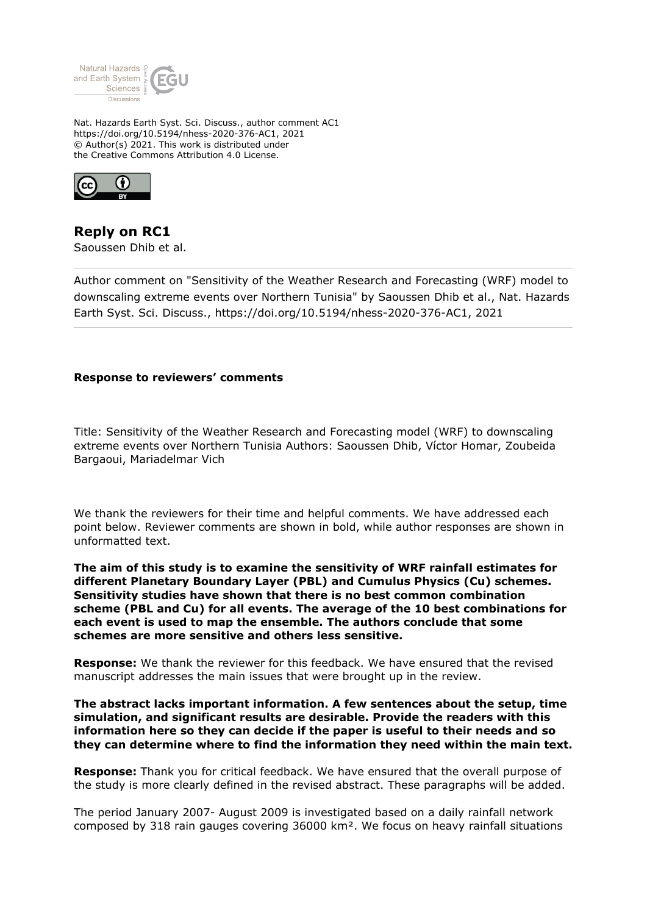Nat. Hazards Earth Syst. Sci. Discuss., author comment AC1
https://doi.org/10.5194/nhess-2020-376-AC1, 2021
© Author(s) 2021. This work is distributed under
the Creative Commons Attribution 4.0 License.

# Reply on RC1

Saoussen Dhib et al.

Author comment on "Sensitivity of the Weather Research and Forecasting (WRF) model to downscaling extreme events over Northern Tunisia" by Saoussen Dhib et al., Nat. Hazards Earth Syst. Sci. Discuss., https://doi.org/10.5194/nhess-2020-376-AC1, 2021

---

**Response to reviewers' comments**

Title: Sensitivity of the Weather Research and Forecasting model (WRF) to downscaling extreme events over Northern Tunisia Authors: Saoussen Dhib, Víctor Homar, Zoubeida Bargaoui, Mariadelmar Vich

We thank the reviewers for their time and helpful comments. We have addressed each point below. Reviewer comments are shown in bold, while author responses are shown in unformatted text.

**The aim of this study is to examine the sensitivity of WRF rainfall estimates for different Planetary Boundary Layer (PBL) and Cumulus Physics (Cu) schemes. Sensitivity studies have shown that there is no best common combination scheme (PBL and Cu) for all events. The average of the 10 best combinations for each event is used to map the ensemble. The authors conclude that some schemes are more sensitive and others less sensitive.**

**Response:** We thank the reviewer for this feedback. We have ensured that the revised manuscript addresses the main issues that were brought up in the review.

**The abstract lacks important information. A few sentences about the setup, time simulation, and significant results are desirable. Provide the readers with this information here so they can decide if the paper is useful to their needs and so they can determine where to find the information they need within the main text.**

**Response:** Thank you for critical feedback. We have ensured that the overall purpose of the study is more clearly defined in the revised abstract. These paragraphs will be added.

The period January 2007- August 2009 is investigated based on a daily rainfall network composed by 318 rain gauges covering 36000 km². We focus on heavy rainfall situations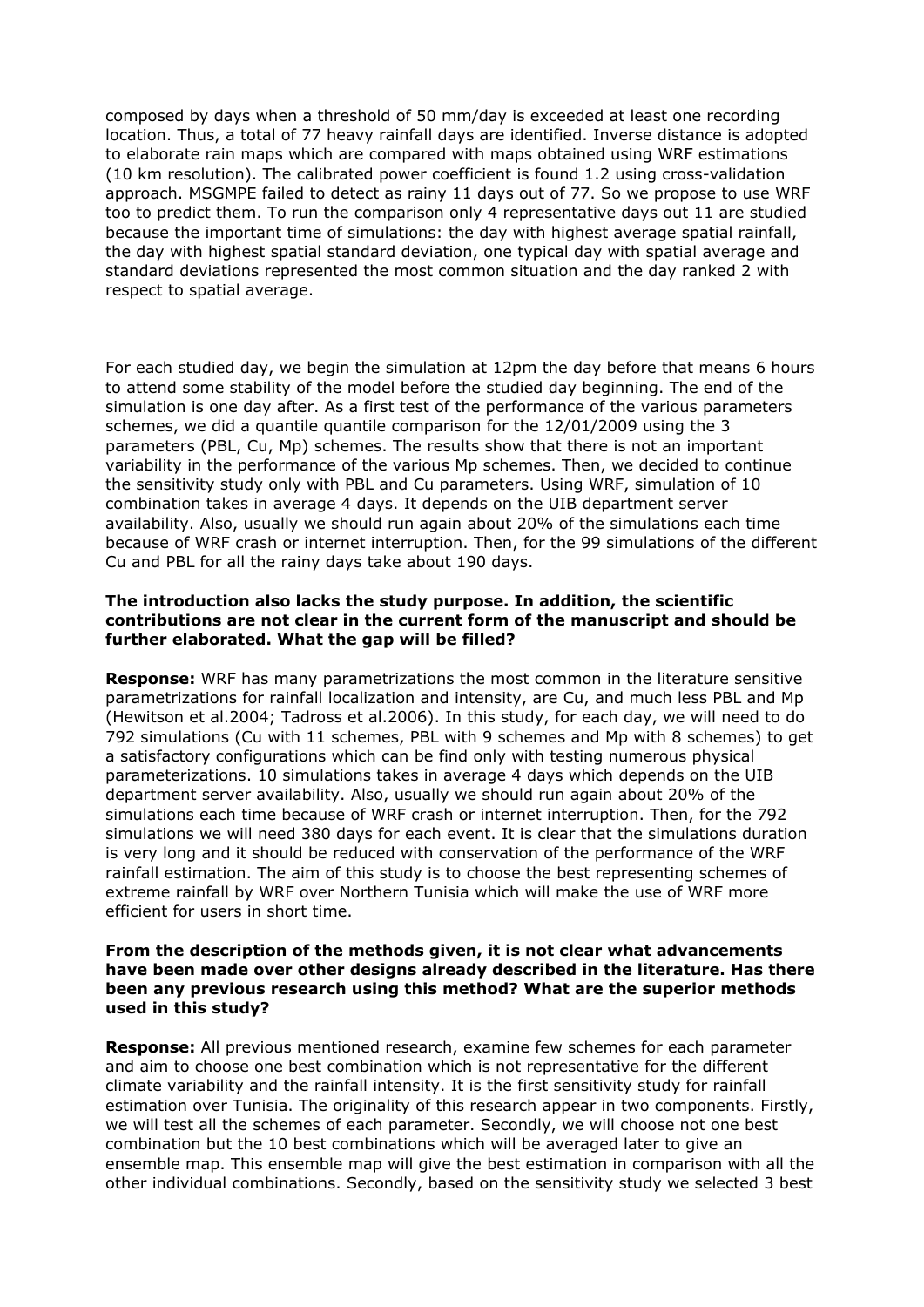composed by days when a threshold of 50 mm/day is exceeded at least one recording location. Thus, a total of 77 heavy rainfall days are identified. Inverse distance is adopted to elaborate rain maps which are compared with maps obtained using WRF estimations (10 km resolution). The calibrated power coefficient is found 1.2 using cross-validation approach. MSGMPE failed to detect as rainy 11 days out of 77. So we propose to use WRF too to predict them. To run the comparison only 4 representative days out 11 are studied because the important time of simulations: the day with highest average spatial rainfall, the day with highest spatial standard deviation, one typical day with spatial average and standard deviations represented the most common situation and the day ranked 2 with respect to spatial average.

For each studied day, we begin the simulation at 12pm the day before that means 6 hours to attend some stability of the model before the studied day beginning. The end of the simulation is one day after. As a first test of the performance of the various parameters schemes, we did a quantile quantile comparison for the 12/01/2009 using the 3 parameters (PBL, Cu, Mp) schemes. The results show that there is not an important variability in the performance of the various Mp schemes. Then, we decided to continue the sensitivity study only with PBL and Cu parameters. Using WRF, simulation of 10 combination takes in average 4 days. It depends on the UIB department server availability. Also, usually we should run again about 20% of the simulations each time because of WRF crash or internet interruption. Then, for the 99 simulations of the different Cu and PBL for all the rainy days take about 190 days.

**The introduction also lacks the study purpose. In addition, the scientific contributions are not clear in the current form of the manuscript and should be further elaborated. What the gap will be filled?**

**Response:** WRF has many parametrizations the most common in the literature sensitive parametrizations for rainfall localization and intensity, are Cu, and much less PBL and Mp (Hewitson et al.2004; Tadross et al.2006). In this study, for each day, we will need to do 792 simulations (Cu with 11 schemes, PBL with 9 schemes and Mp with 8 schemes) to get a satisfactory configurations which can be find only with testing numerous physical parameterizations. 10 simulations takes in average 4 days which depends on the UIB department server availability. Also, usually we should run again about 20% of the simulations each time because of WRF crash or internet interruption. Then, for the 792 simulations we will need 380 days for each event. It is clear that the simulations duration is very long and it should be reduced with conservation of the performance of the WRF rainfall estimation. The aim of this study is to choose the best representing schemes of extreme rainfall by WRF over Northern Tunisia which will make the use of WRF more efficient for users in short time.

**From the description of the methods given, it is not clear what advancements have been made over other designs already described in the literature. Has there been any previous research using this method? What are the superior methods used in this study?**

**Response:** All previous mentioned research, examine few schemes for each parameter and aim to choose one best combination which is not representative for the different climate variability and the rainfall intensity. It is the first sensitivity study for rainfall estimation over Tunisia. The originality of this research appear in two components. Firstly, we will test all the schemes of each parameter. Secondly, we will choose not one best combination but the 10 best combinations which will be averaged later to give an ensemble map. This ensemble map will give the best estimation in comparison with all the other individual combinations. Secondly, based on the sensitivity study we selected 3 best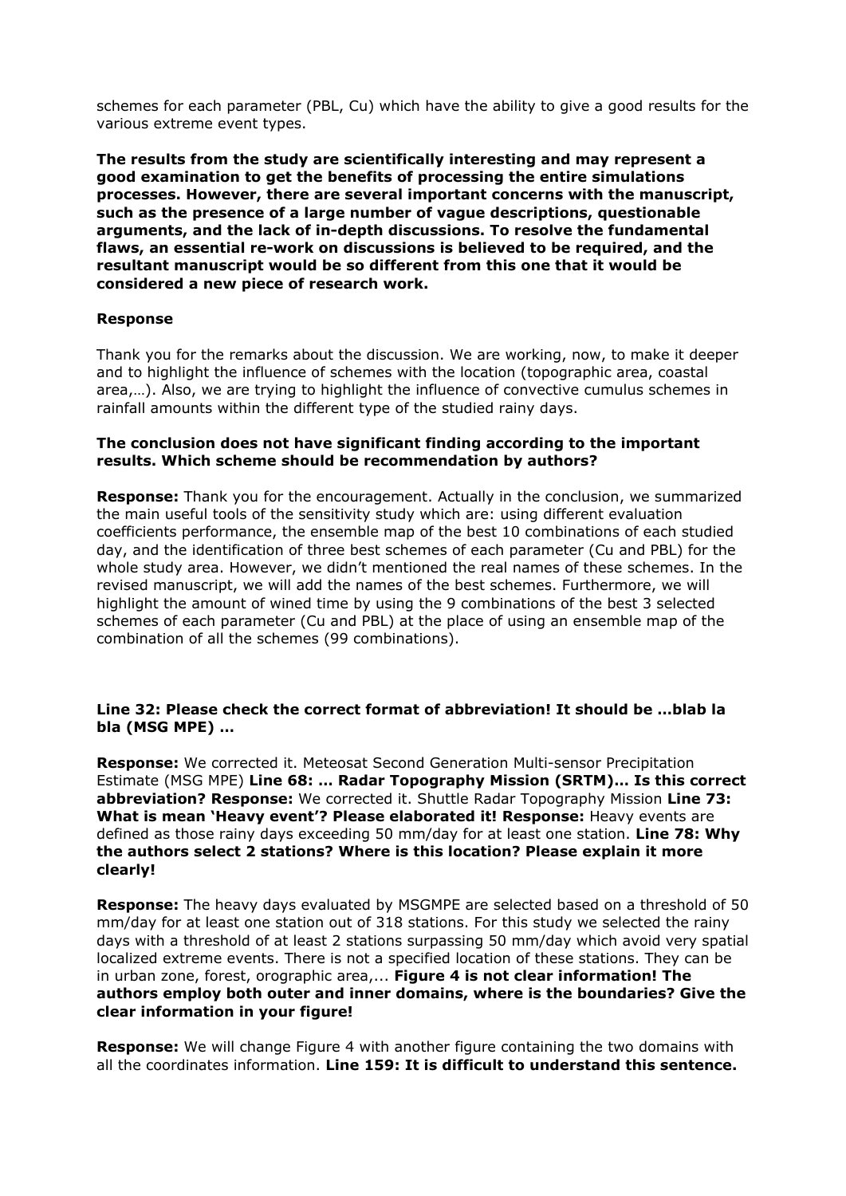schemes for each parameter (PBL, Cu) which have the ability to give a good results for the various extreme event types.

**The results from the study are scientifically interesting and may represent a good examination to get the benefits of processing the entire simulations processes. However, there are several important concerns with the manuscript, such as the presence of a large number of vague descriptions, questionable arguments, and the lack of in-depth discussions. To resolve the fundamental flaws, an essential re-work on discussions is believed to be required, and the resultant manuscript would be so different from this one that it would be considered a new piece of research work.**

**Response**

Thank you for the remarks about the discussion. We are working, now, to make it deeper and to highlight the influence of schemes with the location (topographic area, coastal area,…). Also, we are trying to highlight the influence of convective cumulus schemes in rainfall amounts within the different type of the studied rainy days.

**The conclusion does not have significant finding according to the important results. Which scheme should be recommendation by authors?**

**Response:** Thank you for the encouragement. Actually in the conclusion, we summarized the main useful tools of the sensitivity study which are: using different evaluation coefficients performance, the ensemble map of the best 10 combinations of each studied day, and the identification of three best schemes of each parameter (Cu and PBL) for the whole study area. However, we didn't mentioned the real names of these schemes. In the revised manuscript, we will add the names of the best schemes. Furthermore, we will highlight the amount of wined time by using the 9 combinations of the best 3 selected schemes of each parameter (Cu and PBL) at the place of using an ensemble map of the combination of all the schemes (99 combinations).

**Line 32: Please check the correct format of abbreviation! It should be …blab la bla (MSG MPE) …**

**Response:** We corrected it. Meteosat Second Generation Multi-sensor Precipitation Estimate (MSG MPE) **Line 68: … Radar Topography Mission (SRTM)… Is this correct abbreviation? Response:** We corrected it. Shuttle Radar Topography Mission **Line 73: What is mean 'Heavy event'? Please elaborated it! Response:** Heavy events are defined as those rainy days exceeding 50 mm/day for at least one station. **Line 78: Why the authors select 2 stations? Where is this location? Please explain it more clearly!**

**Response:** The heavy days evaluated by MSGMPE are selected based on a threshold of 50 mm/day for at least one station out of 318 stations. For this study we selected the rainy days with a threshold of at least 2 stations surpassing 50 mm/day which avoid very spatial localized extreme events. There is not a specified location of these stations. They can be in urban zone, forest, orographic area,... **Figure 4 is not clear information! The authors employ both outer and inner domains, where is the boundaries? Give the clear information in your figure!**

**Response:** We will change Figure 4 with another figure containing the two domains with all the coordinates information. **Line 159: It is difficult to understand this sentence.**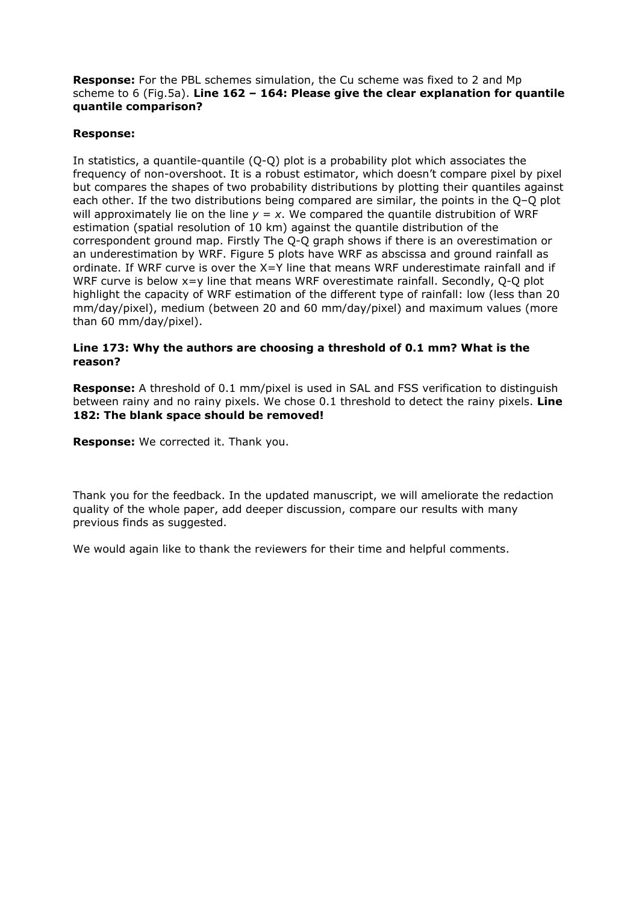**Response:** For the PBL schemes simulation, the Cu scheme was fixed to 2 and Mp scheme to 6 (Fig.5a). **Line 162 – 164: Please give the clear explanation for quantile quantile comparison?**

**Response:**

In statistics, a quantile-quantile (Q-Q) plot is a probability plot which associates the frequency of non-overshoot. It is a robust estimator, which doesn't compare pixel by pixel but compares the shapes of two probability distributions by plotting their quantiles against each other. If the two distributions being compared are similar, the points in the Q–Q plot will approximately lie on the line $y = x$. We compared the quantile distrubition of WRF estimation (spatial resolution of 10 km) against the quantile distribution of the correspondent ground map. Firstly The Q-Q graph shows if there is an overestimation or an underestimation by WRF. Figure 5 plots have WRF as abscissa and ground rainfall as ordinate. If WRF curve is over the X=Y line that means WRF underestimate rainfall and if WRF curve is below x=y line that means WRF overestimate rainfall. Secondly, Q-Q plot highlight the capacity of WRF estimation of the different type of rainfall: low (less than 20 mm/day/pixel), medium (between 20 and 60 mm/day/pixel) and maximum values (more than 60 mm/day/pixel).

**Line 173: Why the authors are choosing a threshold of 0.1 mm? What is the reason?**

**Response:** A threshold of 0.1 mm/pixel is used in SAL and FSS verification to distinguish between rainy and no rainy pixels. We chose 0.1 threshold to detect the rainy pixels. **Line 182: The blank space should be removed!**

**Response:** We corrected it. Thank you.

Thank you for the feedback. In the updated manuscript, we will ameliorate the redaction quality of the whole paper, add deeper discussion, compare our results with many previous finds as suggested.

We would again like to thank the reviewers for their time and helpful comments.